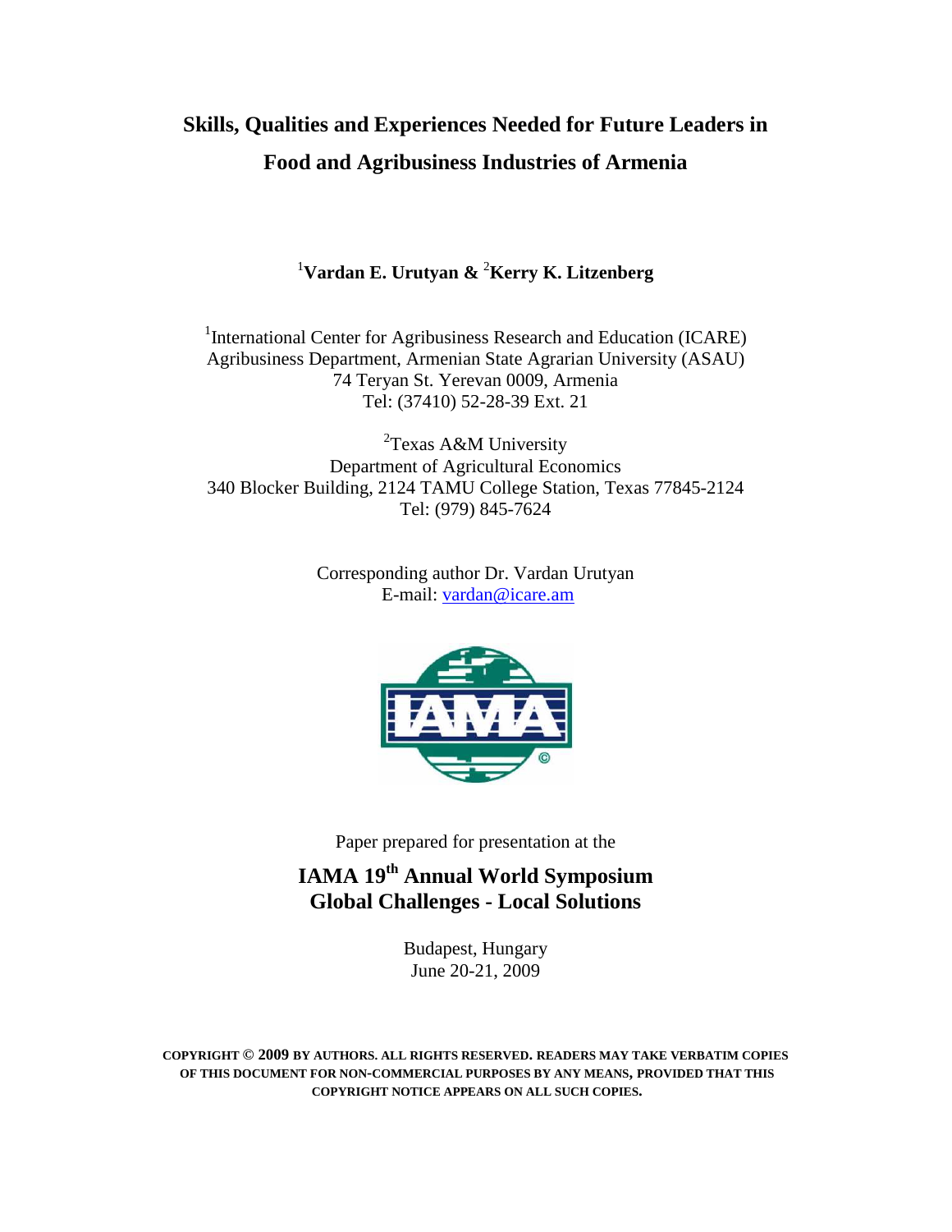# Skills, Qualities and Experiences Needed for Future Leaders in Food and Agribusiness Industries of Armenia

**[1]Vardan E. Urutyan & [2]Kerry K. Litzenberg**

[1]International Center for Agribusiness Research and Education (ICARE)
Agribusiness Department, Armenian State Agrarian University (ASAU)
74 Teryan St. Yerevan 0009, Armenia
Tel: (37410) 52-28-39 Ext. 21

[2]Texas A&M University
Department of Agricultural Economics
340 Blocker Building, 2124 TAMU College Station, Texas 77845-2124
Tel: (979) 845-7624

Corresponding author Dr. Vardan Urutyan
E-mail: vardan@icare.am

Paper prepared for presentation at the

**IAMA 19th Annual World Symposium**
**Global Challenges - Local Solutions**

Budapest, Hungary
June 20-21, 2009

**COPYRIGHT © 2009 BY AUTHORS. ALL RIGHTS RESERVED. READERS MAY TAKE VERBATIM COPIES OF THIS DOCUMENT FOR NON-COMMERCIAL PURPOSES BY ANY MEANS, PROVIDED THAT THIS COPYRIGHT NOTICE APPEARS ON ALL SUCH COPIES.**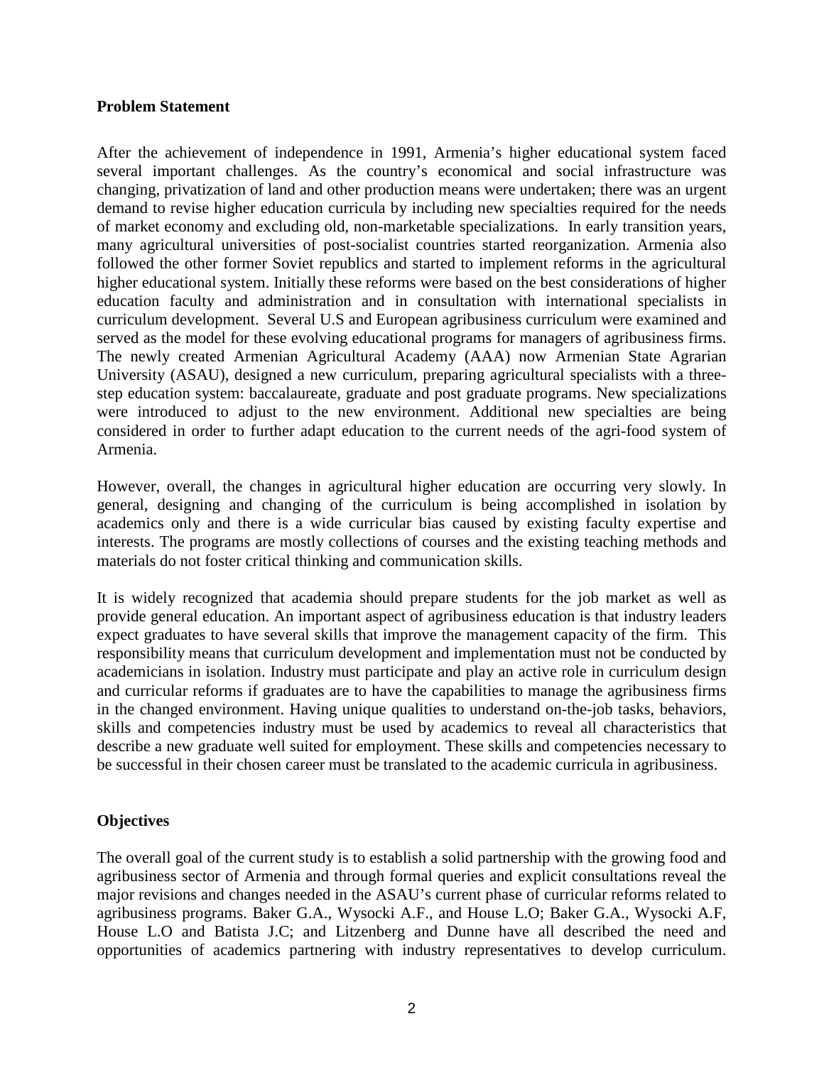**Problem Statement**

After the achievement of independence in 1991, Armenia's higher educational system faced several important challenges. As the country's economical and social infrastructure was changing, privatization of land and other production means were undertaken; there was an urgent demand to revise higher education curricula by including new specialties required for the needs of market economy and excluding old, non-marketable specializations. In early transition years, many agricultural universities of post-socialist countries started reorganization. Armenia also followed the other former Soviet republics and started to implement reforms in the agricultural higher educational system. Initially these reforms were based on the best considerations of higher education faculty and administration and in consultation with international specialists in curriculum development. Several U.S and European agribusiness curriculum were examined and served as the model for these evolving educational programs for managers of agribusiness firms. The newly created Armenian Agricultural Academy (AAA) now Armenian State Agrarian University (ASAU), designed a new curriculum, preparing agricultural specialists with a three-step education system: baccalaureate, graduate and post graduate programs. New specializations were introduced to adjust to the new environment. Additional new specialties are being considered in order to further adapt education to the current needs of the agri-food system of Armenia.

However, overall, the changes in agricultural higher education are occurring very slowly. In general, designing and changing of the curriculum is being accomplished in isolation by academics only and there is a wide curricular bias caused by existing faculty expertise and interests. The programs are mostly collections of courses and the existing teaching methods and materials do not foster critical thinking and communication skills.

It is widely recognized that academia should prepare students for the job market as well as provide general education. An important aspect of agribusiness education is that industry leaders expect graduates to have several skills that improve the management capacity of the firm. This responsibility means that curriculum development and implementation must not be conducted by academicians in isolation. Industry must participate and play an active role in curriculum design and curricular reforms if graduates are to have the capabilities to manage the agribusiness firms in the changed environment. Having unique qualities to understand on-the-job tasks, behaviors, skills and competencies industry must be used by academics to reveal all characteristics that describe a new graduate well suited for employment. These skills and competencies necessary to be successful in their chosen career must be translated to the academic curricula in agribusiness.

**Objectives**

The overall goal of the current study is to establish a solid partnership with the growing food and agribusiness sector of Armenia and through formal queries and explicit consultations reveal the major revisions and changes needed in the ASAU's current phase of curricular reforms related to agribusiness programs. Baker G.A., Wysocki A.F., and House L.O; Baker G.A., Wysocki A.F, House L.O and Batista J.C; and Litzenberg and Dunne have all described the need and opportunities of academics partnering with industry representatives to develop curriculum.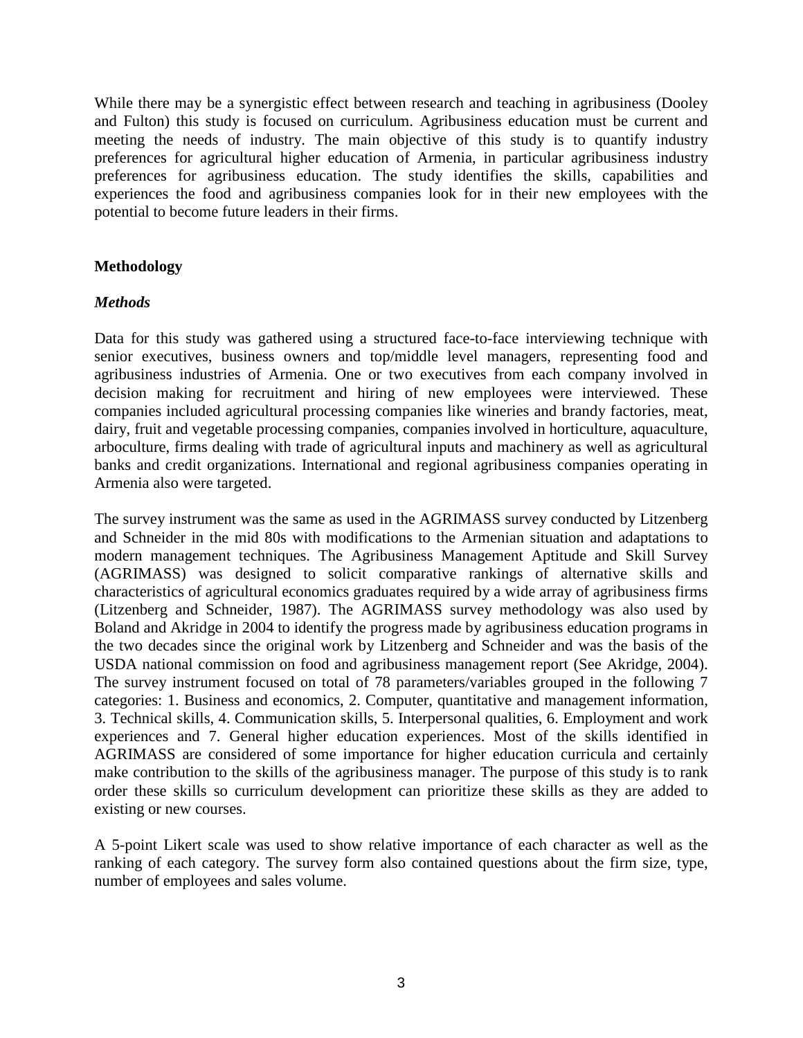While there may be a synergistic effect between research and teaching in agribusiness (Dooley and Fulton) this study is focused on curriculum. Agribusiness education must be current and meeting the needs of industry. The main objective of this study is to quantify industry preferences for agricultural higher education of Armenia, in particular agribusiness industry preferences for agribusiness education. The study identifies the skills, capabilities and experiences the food and agribusiness companies look for in their new employees with the potential to become future leaders in their firms.

## Methodology

### *Methods*

Data for this study was gathered using a structured face-to-face interviewing technique with senior executives, business owners and top/middle level managers, representing food and agribusiness industries of Armenia. One or two executives from each company involved in decision making for recruitment and hiring of new employees were interviewed. These companies included agricultural processing companies like wineries and brandy factories, meat, dairy, fruit and vegetable processing companies, companies involved in horticulture, aquaculture, arboculture, firms dealing with trade of agricultural inputs and machinery as well as agricultural banks and credit organizations. International and regional agribusiness companies operating in Armenia also were targeted.

The survey instrument was the same as used in the AGRIMASS survey conducted by Litzenberg and Schneider in the mid 80s with modifications to the Armenian situation and adaptations to modern management techniques. The Agribusiness Management Aptitude and Skill Survey (AGRIMASS) was designed to solicit comparative rankings of alternative skills and characteristics of agricultural economics graduates required by a wide array of agribusiness firms (Litzenberg and Schneider, 1987). The AGRIMASS survey methodology was also used by Boland and Akridge in 2004 to identify the progress made by agribusiness education programs in the two decades since the original work by Litzenberg and Schneider and was the basis of the USDA national commission on food and agribusiness management report (See Akridge, 2004). The survey instrument focused on total of 78 parameters/variables grouped in the following 7 categories: 1. Business and economics, 2. Computer, quantitative and management information, 3. Technical skills, 4. Communication skills, 5. Interpersonal qualities, 6. Employment and work experiences and 7. General higher education experiences. Most of the skills identified in AGRIMASS are considered of some importance for higher education curricula and certainly make contribution to the skills of the agribusiness manager. The purpose of this study is to rank order these skills so curriculum development can prioritize these skills as they are added to existing or new courses.

A 5-point Likert scale was used to show relative importance of each character as well as the ranking of each category. The survey form also contained questions about the firm size, type, number of employees and sales volume.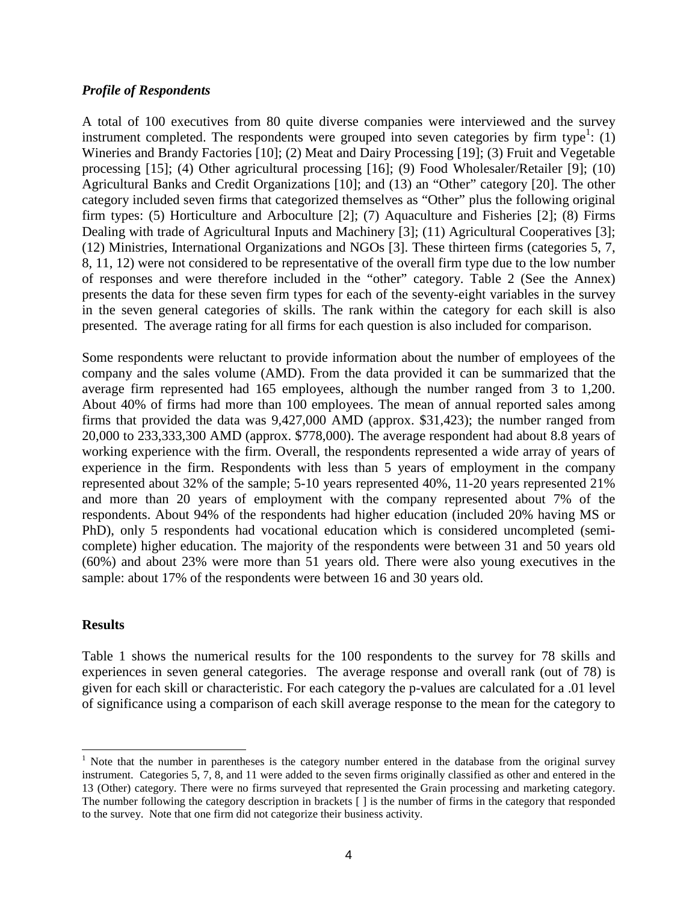### ***Profile of Respondents***

A total of 100 executives from 80 quite diverse companies were interviewed and the survey instrument completed. The respondents were grouped into seven categories by firm type[1]: (1) Wineries and Brandy Factories [10]; (2) Meat and Dairy Processing [19]; (3) Fruit and Vegetable processing [15]; (4) Other agricultural processing [16]; (9) Food Wholesaler/Retailer [9]; (10) Agricultural Banks and Credit Organizations [10]; and (13) an "Other" category [20]. The other category included seven firms that categorized themselves as "Other" plus the following original firm types: (5) Horticulture and Arboculture [2]; (7) Aquaculture and Fisheries [2]; (8) Firms Dealing with trade of Agricultural Inputs and Machinery [3]; (11) Agricultural Cooperatives [3]; (12) Ministries, International Organizations and NGOs [3]. These thirteen firms (categories 5, 7, 8, 11, 12) were not considered to be representative of the overall firm type due to the low number of responses and were therefore included in the "other" category. Table 2 (See the Annex) presents the data for these seven firm types for each of the seventy-eight variables in the survey in the seven general categories of skills. The rank within the category for each skill is also presented. The average rating for all firms for each question is also included for comparison.

Some respondents were reluctant to provide information about the number of employees of the company and the sales volume (AMD). From the data provided it can be summarized that the average firm represented had 165 employees, although the number ranged from 3 to 1,200. About 40% of firms had more than 100 employees. The mean of annual reported sales among firms that provided the data was 9,427,000 AMD (approx. $31,423); the number ranged from 20,000 to 233,333,300 AMD (approx. $778,000). The average respondent had about 8.8 years of working experience with the firm. Overall, the respondents represented a wide array of years of experience in the firm. Respondents with less than 5 years of employment in the company represented about 32% of the sample; 5-10 years represented 40%, 11-20 years represented 21% and more than 20 years of employment with the company represented about 7% of the respondents. About 94% of the respondents had higher education (included 20% having MS or PhD), only 5 respondents had vocational education which is considered uncompleted (semi-complete) higher education. The majority of the respondents were between 31 and 50 years old (60%) and about 23% were more than 51 years old. There were also young executives in the sample: about 17% of the respondents were between 16 and 30 years old.

### **Results**

Table 1 shows the numerical results for the 100 respondents to the survey for 78 skills and experiences in seven general categories. The average response and overall rank (out of 78) is given for each skill or characteristic. For each category the p-values are calculated for a .01 level of significance using a comparison of each skill average response to the mean for the category to

---

[1] Note that the number in parentheses is the category number entered in the database from the original survey instrument. Categories 5, 7, 8, and 11 were added to the seven firms originally classified as other and entered in the 13 (Other) category. There were no firms surveyed that represented the Grain processing and marketing category. The number following the category description in brackets [ ] is the number of firms in the category that responded to the survey. Note that one firm did not categorize their business activity.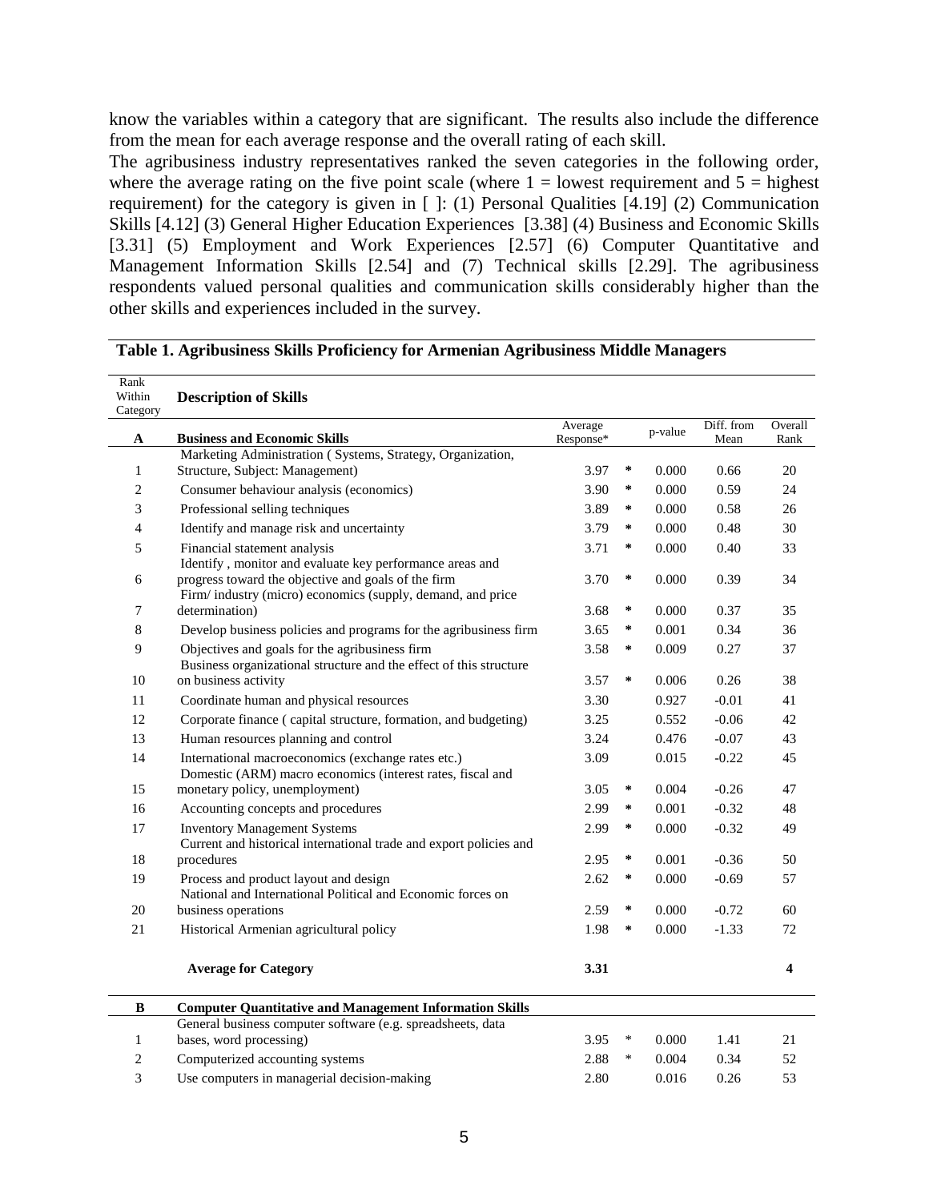know the variables within a category that are significant. The results also include the difference from the mean for each average response and the overall rating of each skill.

The agribusiness industry representatives ranked the seven categories in the following order, where the average rating on the five point scale (where 1 = lowest requirement and 5 = highest requirement) for the category is given in [ ]: (1) Personal Qualities [4.19] (2) Communication Skills [4.12] (3) General Higher Education Experiences [3.38] (4) Business and Economic Skills [3.31] (5) Employment and Work Experiences [2.57] (6) Computer Quantitative and Management Information Skills [2.54] and (7) Technical skills [2.29]. The agribusiness respondents valued personal qualities and communication skills considerably higher than the other skills and experiences included in the survey.

**Table 1. Agribusiness Skills Proficiency for Armenian Agribusiness Middle Managers**

| Rank Within Category | Description of Skills | Average Response* | | p-value | Diff. from Mean | Overall Rank |
|---|---|---|---|---|---|---|
| **A** | **Business and Economic Skills** | | | | | |
| 1 | Marketing Administration ( Systems, Strategy, Organization, Structure, Subject: Management) | 3.97 | * | 0.000 | 0.66 | 20 |
| 2 | Consumer behaviour analysis (economics) | 3.90 | * | 0.000 | 0.59 | 24 |
| 3 | Professional selling techniques | 3.89 | * | 0.000 | 0.58 | 26 |
| 4 | Identify and manage risk and uncertainty | 3.79 | * | 0.000 | 0.48 | 30 |
| 5 | Financial statement analysis | 3.71 | * | 0.000 | 0.40 | 33 |
| 6 | Identify , monitor and evaluate key performance areas and progress toward the objective and goals of the firm | 3.70 | * | 0.000 | 0.39 | 34 |
| 7 | Firm/ industry (micro) economics (supply, demand, and price determination) | 3.68 | * | 0.000 | 0.37 | 35 |
| 8 | Develop business policies and programs for the agribusiness firm | 3.65 | * | 0.001 | 0.34 | 36 |
| 9 | Objectives and goals for the agribusiness firm | 3.58 | * | 0.009 | 0.27 | 37 |
| 10 | Business organizational structure and the effect of this structure on business activity | 3.57 | * | 0.006 | 0.26 | 38 |
| 11 | Coordinate human and physical resources | 3.30 | | 0.927 | -0.01 | 41 |
| 12 | Corporate finance ( capital structure, formation, and budgeting) | 3.25 | | 0.552 | -0.06 | 42 |
| 13 | Human resources planning and control | 3.24 | | 0.476 | -0.07 | 43 |
| 14 | International macroeconomics (exchange rates etc.) | 3.09 | | 0.015 | -0.22 | 45 |
| 15 | Domestic (ARM) macro economics (interest rates, fiscal and monetary policy, unemployment) | 3.05 | * | 0.004 | -0.26 | 47 |
| 16 | Accounting concepts and procedures | 2.99 | * | 0.001 | -0.32 | 48 |
| 17 | Inventory Management Systems | 2.99 | * | 0.000 | -0.32 | 49 |
| 18 | Current and historical international trade and export policies and procedures | 2.95 | * | 0.001 | -0.36 | 50 |
| 19 | Process and product layout and design | 2.62 | * | 0.000 | -0.69 | 57 |
| 20 | National and International Political and Economic forces on business operations | 2.59 | * | 0.000 | -0.72 | 60 |
| 21 | Historical Armenian agricultural policy | 1.98 | * | 0.000 | -1.33 | 72 |
| | **Average for Category** | **3.31** | | | | **4** |
| **B** | **Computer Quantitative and Management Information Skills** | | | | | |
| 1 | General business computer software (e.g. spreadsheets, data bases, word processing) | 3.95 | * | 0.000 | 1.41 | 21 |
| 2 | Computerized accounting systems | 2.88 | * | 0.004 | 0.34 | 52 |
| 3 | Use computers in managerial decision-making | 2.80 | | 0.016 | 0.26 | 53 |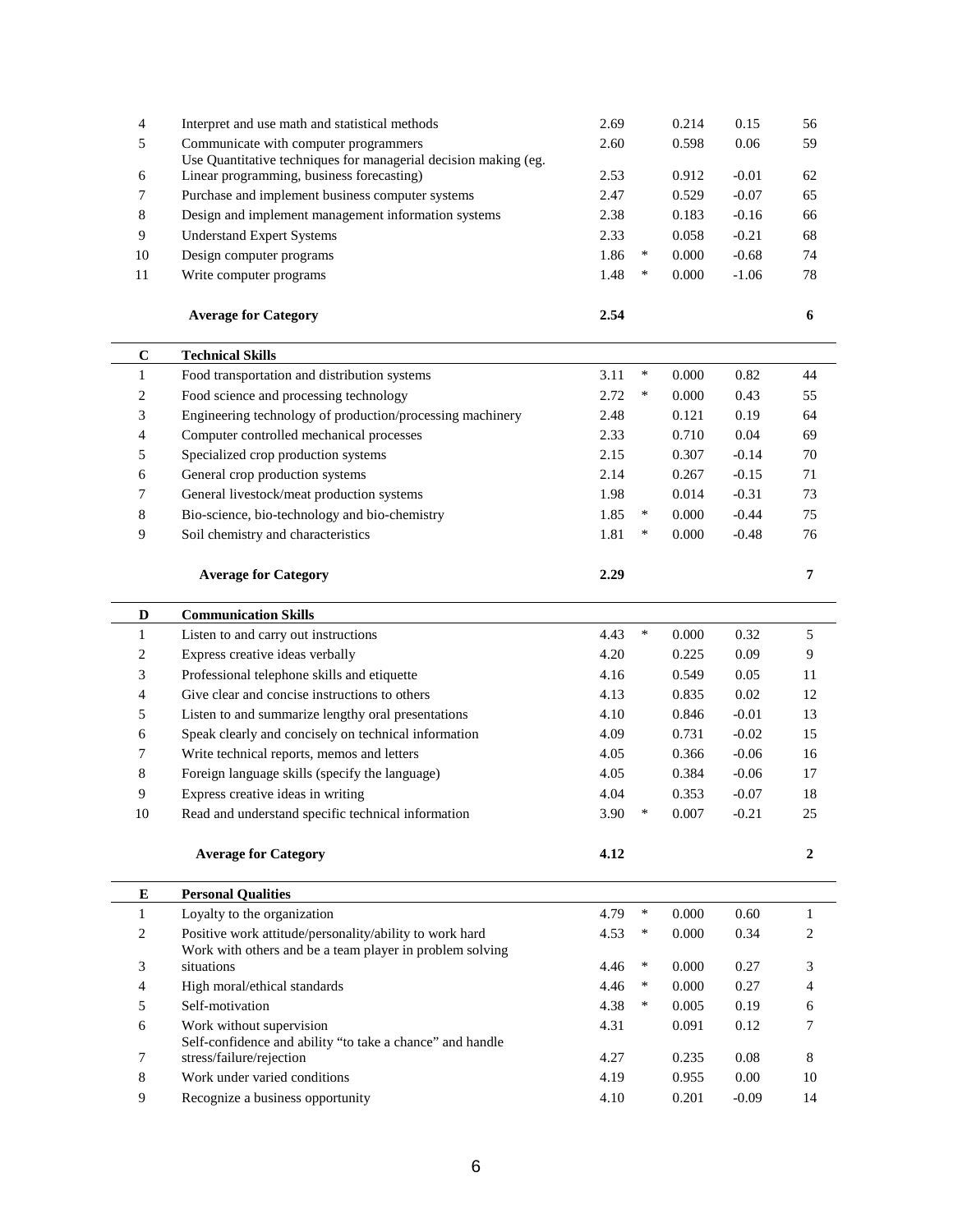| | | | | | | |
|---|---|---|---|---|---|---|
| 4 | Interpret and use math and statistical methods | 2.69 | | 0.214 | 0.15 | 56 |
| 5 | Communicate with computer programmers | 2.60 | | 0.598 | 0.06 | 59 |
| 6 | Use Quantitative techniques for managerial decision making (eg. Linear programming, business forecasting) | 2.53 | | 0.912 | -0.01 | 62 |
| 7 | Purchase and implement business computer systems | 2.47 | | 0.529 | -0.07 | 65 |
| 8 | Design and implement management information systems | 2.38 | | 0.183 | -0.16 | 66 |
| 9 | Understand Expert Systems | 2.33 | | 0.058 | -0.21 | 68 |
| 10 | Design computer programs | 1.86 | * | 0.000 | -0.68 | 74 |
| 11 | Write computer programs | 1.48 | * | 0.000 | -1.06 | 78 |
| | **Average for Category** | **2.54** | | | | **6** |
| **C** | **Technical Skills** | | | | | |
| 1 | Food transportation and distribution systems | 3.11 | * | 0.000 | 0.82 | 44 |
| 2 | Food science and processing technology | 2.72 | * | 0.000 | 0.43 | 55 |
| 3 | Engineering technology of production/processing machinery | 2.48 | | 0.121 | 0.19 | 64 |
| 4 | Computer controlled mechanical processes | 2.33 | | 0.710 | 0.04 | 69 |
| 5 | Specialized crop production systems | 2.15 | | 0.307 | -0.14 | 70 |
| 6 | General crop production systems | 2.14 | | 0.267 | -0.15 | 71 |
| 7 | General livestock/meat production systems | 1.98 | | 0.014 | -0.31 | 73 |
| 8 | Bio-science, bio-technology and bio-chemistry | 1.85 | * | 0.000 | -0.44 | 75 |
| 9 | Soil chemistry and characteristics | 1.81 | * | 0.000 | -0.48 | 76 |
| | **Average for Category** | **2.29** | | | | **7** |
| **D** | **Communication Skills** | | | | | |
| 1 | Listen to and carry out instructions | 4.43 | * | 0.000 | 0.32 | 5 |
| 2 | Express creative ideas verbally | 4.20 | | 0.225 | 0.09 | 9 |
| 3 | Professional telephone skills and etiquette | 4.16 | | 0.549 | 0.05 | 11 |
| 4 | Give clear and concise instructions to others | 4.13 | | 0.835 | 0.02 | 12 |
| 5 | Listen to and summarize lengthy oral presentations | 4.10 | | 0.846 | -0.01 | 13 |
| 6 | Speak clearly and concisely on technical information | 4.09 | | 0.731 | -0.02 | 15 |
| 7 | Write technical reports, memos and letters | 4.05 | | 0.366 | -0.06 | 16 |
| 8 | Foreign language skills (specify the language) | 4.05 | | 0.384 | -0.06 | 17 |
| 9 | Express creative ideas in writing | 4.04 | | 0.353 | -0.07 | 18 |
| 10 | Read and understand specific technical information | 3.90 | * | 0.007 | -0.21 | 25 |
| | **Average for Category** | **4.12** | | | | **2** |
| **E** | **Personal Qualities** | | | | | |
| 1 | Loyalty to the organization | 4.79 | * | 0.000 | 0.60 | 1 |
| 2 | Positive work attitude/personality/ability to work hard | 4.53 | * | 0.000 | 0.34 | 2 |
| 3 | Work with others and be a team player in problem solving situations | 4.46 | * | 0.000 | 0.27 | 3 |
| 4 | High moral/ethical standards | 4.46 | * | 0.000 | 0.27 | 4 |
| 5 | Self-motivation | 4.38 | * | 0.005 | 0.19 | 6 |
| 6 | Work without supervision | 4.31 | | 0.091 | 0.12 | 7 |
| 7 | Self-confidence and ability "to take a chance" and handle stress/failure/rejection | 4.27 | | 0.235 | 0.08 | 8 |
| 8 | Work under varied conditions | 4.19 | | 0.955 | 0.00 | 10 |
| 9 | Recognize a business opportunity | 4.10 | | 0.201 | -0.09 | 14 |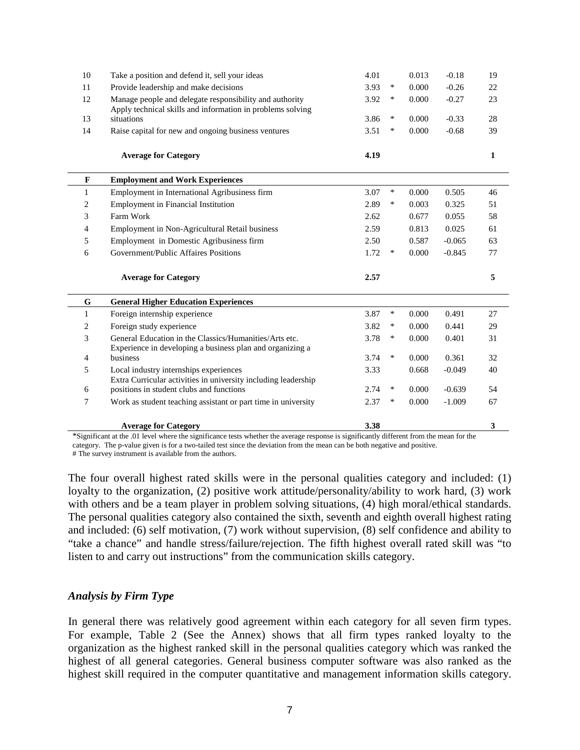| | | | | | | |
|---|---|---|---|---|---|---|
| 10 | Take a position and defend it, sell your ideas | 4.01 | | 0.013 | -0.18 | 19 |
| 11 | Provide leadership and make decisions | 3.93 | * | 0.000 | -0.26 | 22 |
| 12 | Manage people and delegate responsibility and authority | 3.92 | * | 0.000 | -0.27 | 23 |
| 13 | Apply technical skills and information in problems solving situations | 3.86 | * | 0.000 | -0.33 | 28 |
| 14 | Raise capital for new and ongoing business ventures | 3.51 | * | 0.000 | -0.68 | 39 |
| | **Average for Category** | **4.19** | | | | **1** |
| **F** | **Employment and Work Experiences** | | | | | |
| 1 | Employment in International Agribusiness firm | 3.07 | * | 0.000 | 0.505 | 46 |
| 2 | Employment in Financial Institution | 2.89 | * | 0.003 | 0.325 | 51 |
| 3 | Farm Work | 2.62 | | 0.677 | 0.055 | 58 |
| 4 | Employment in Non-Agricultural Retail business | 2.59 | | 0.813 | 0.025 | 61 |
| 5 | Employment in Domestic Agribusiness firm | 2.50 | | 0.587 | -0.065 | 63 |
| 6 | Government/Public Affaires Positions | 1.72 | * | 0.000 | -0.845 | 77 |
| | **Average for Category** | **2.57** | | | | **5** |
| **G** | **General Higher Education Experiences** | | | | | |
| 1 | Foreign internship experience | 3.87 | * | 0.000 | 0.491 | 27 |
| 2 | Foreign study experience | 3.82 | * | 0.000 | 0.441 | 29 |
| 3 | General Education in the Classics/Humanities/Arts etc. | 3.78 | * | 0.000 | 0.401 | 31 |
| 4 | Experience in developing a business plan and organizing a business | 3.74 | * | 0.000 | 0.361 | 32 |
| 5 | Local industry internships experiences | 3.33 | | 0.668 | -0.049 | 40 |
| 6 | Extra Curricular activities in university including leadership positions in student clubs and functions | 2.74 | * | 0.000 | -0.639 | 54 |
| 7 | Work as student teaching assistant or part time in university | 2.37 | * | 0.000 | -1.009 | 67 |
| | **Average for Category** | **3.38** | | | | **3** |

*Significant at the .01 level where the significance tests whether the average response is significantly different from the mean for the category. The p-value given is for a two-tailed test since the deviation from the mean can be both negative and positive.
# The survey instrument is available from the authors.

The four overall highest rated skills were in the personal qualities category and included: (1) loyalty to the organization, (2) positive work attitude/personality/ability to work hard, (3) work with others and be a team player in problem solving situations, (4) high moral/ethical standards. The personal qualities category also contained the sixth, seventh and eighth overall highest rating and included: (6) self motivation, (7) work without supervision, (8) self confidence and ability to "take a chance" and handle stress/failure/rejection. The fifth highest overall rated skill was "to listen to and carry out instructions" from the communication skills category.

### *Analysis by Firm Type*

In general there was relatively good agreement within each category for all seven firm types. For example, Table 2 (See the Annex) shows that all firm types ranked loyalty to the organization as the highest ranked skill in the personal qualities category which was ranked the highest of all general categories. General business computer software was also ranked as the highest skill required in the computer quantitative and management information skills category.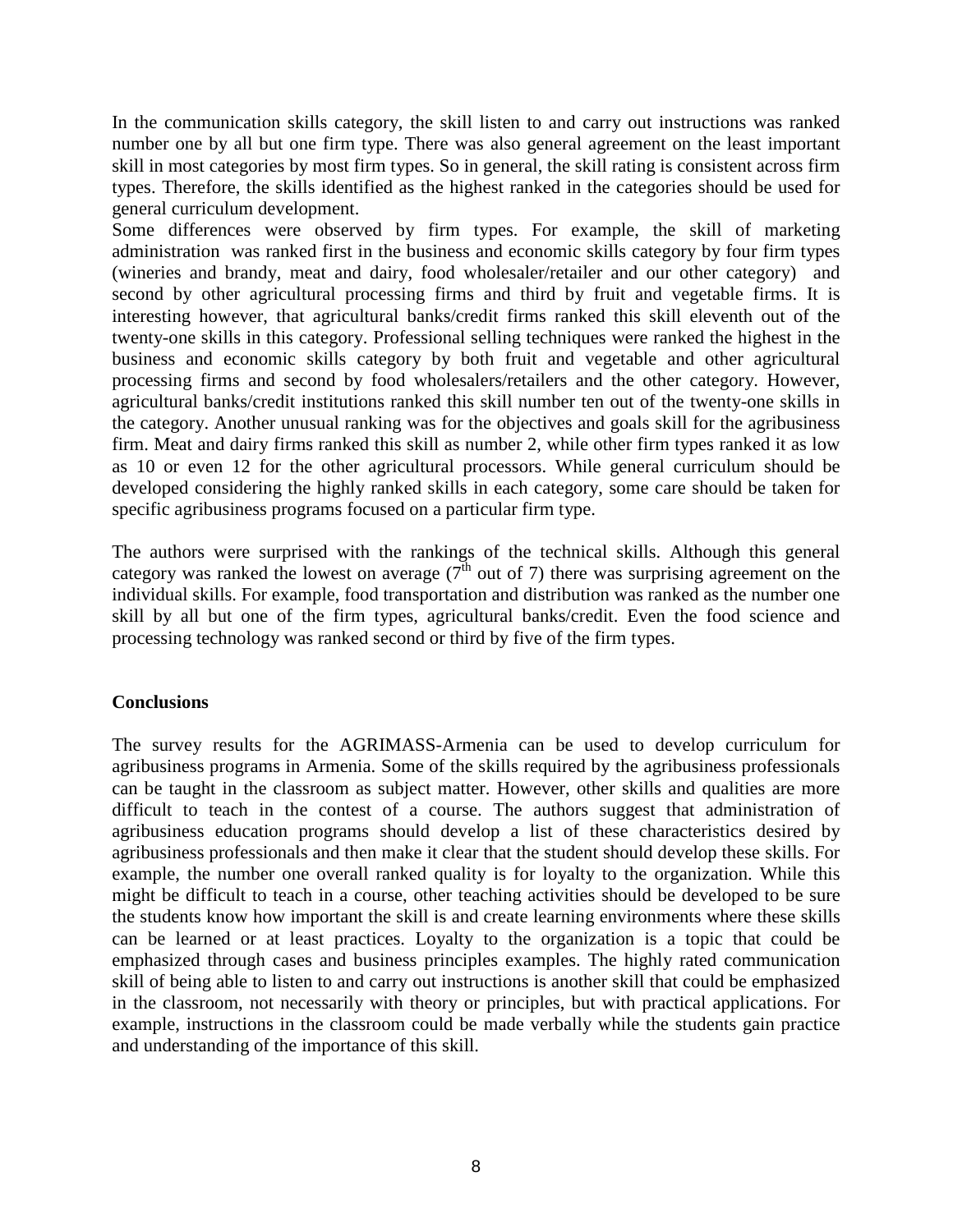In the communication skills category, the skill listen to and carry out instructions was ranked number one by all but one firm type. There was also general agreement on the least important skill in most categories by most firm types. So in general, the skill rating is consistent across firm types. Therefore, the skills identified as the highest ranked in the categories should be used for general curriculum development.

Some differences were observed by firm types. For example, the skill of marketing administration was ranked first in the business and economic skills category by four firm types (wineries and brandy, meat and dairy, food wholesaler/retailer and our other category) and second by other agricultural processing firms and third by fruit and vegetable firms. It is interesting however, that agricultural banks/credit firms ranked this skill eleventh out of the twenty-one skills in this category. Professional selling techniques were ranked the highest in the business and economic skills category by both fruit and vegetable and other agricultural processing firms and second by food wholesalers/retailers and the other category. However, agricultural banks/credit institutions ranked this skill number ten out of the twenty-one skills in the category. Another unusual ranking was for the objectives and goals skill for the agribusiness firm. Meat and dairy firms ranked this skill as number 2, while other firm types ranked it as low as 10 or even 12 for the other agricultural processors. While general curriculum should be developed considering the highly ranked skills in each category, some care should be taken for specific agribusiness programs focused on a particular firm type.

The authors were surprised with the rankings of the technical skills. Although this general category was ranked the lowest on average (7th out of 7) there was surprising agreement on the individual skills. For example, food transportation and distribution was ranked as the number one skill by all but one of the firm types, agricultural banks/credit. Even the food science and processing technology was ranked second or third by five of the firm types.

**Conclusions**

The survey results for the AGRIMASS-Armenia can be used to develop curriculum for agribusiness programs in Armenia. Some of the skills required by the agribusiness professionals can be taught in the classroom as subject matter. However, other skills and qualities are more difficult to teach in the contest of a course. The authors suggest that administration of agribusiness education programs should develop a list of these characteristics desired by agribusiness professionals and then make it clear that the student should develop these skills. For example, the number one overall ranked quality is for loyalty to the organization. While this might be difficult to teach in a course, other teaching activities should be developed to be sure the students know how important the skill is and create learning environments where these skills can be learned or at least practices. Loyalty to the organization is a topic that could be emphasized through cases and business principles examples. The highly rated communication skill of being able to listen to and carry out instructions is another skill that could be emphasized in the classroom, not necessarily with theory or principles, but with practical applications. For example, instructions in the classroom could be made verbally while the students gain practice and understanding of the importance of this skill.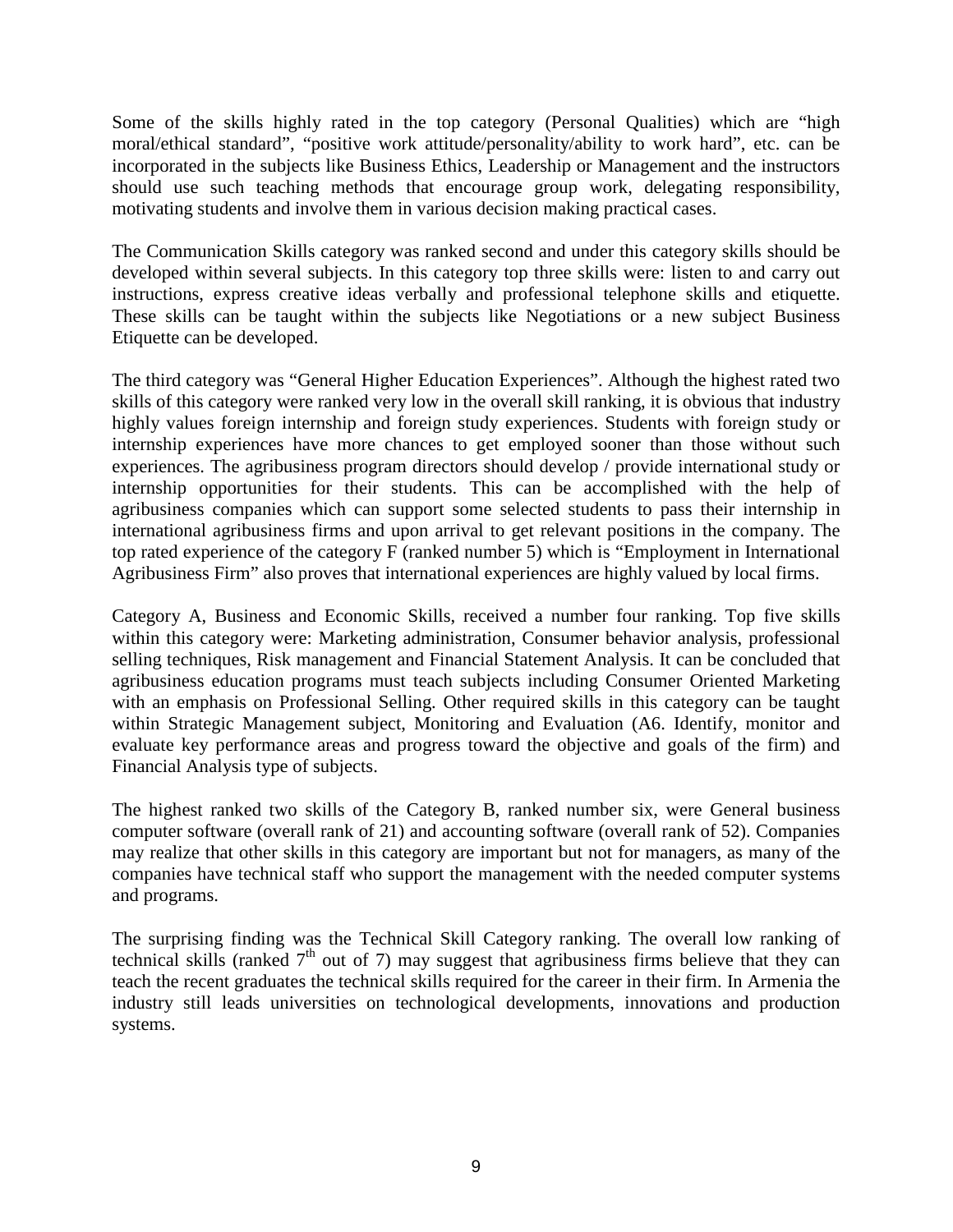Some of the skills highly rated in the top category (Personal Qualities) which are "high moral/ethical standard", "positive work attitude/personality/ability to work hard", etc. can be incorporated in the subjects like Business Ethics, Leadership or Management and the instructors should use such teaching methods that encourage group work, delegating responsibility, motivating students and involve them in various decision making practical cases.

The Communication Skills category was ranked second and under this category skills should be developed within several subjects. In this category top three skills were: listen to and carry out instructions, express creative ideas verbally and professional telephone skills and etiquette. These skills can be taught within the subjects like Negotiations or a new subject Business Etiquette can be developed.

The third category was "General Higher Education Experiences". Although the highest rated two skills of this category were ranked very low in the overall skill ranking, it is obvious that industry highly values foreign internship and foreign study experiences. Students with foreign study or internship experiences have more chances to get employed sooner than those without such experiences. The agribusiness program directors should develop / provide international study or internship opportunities for their students. This can be accomplished with the help of agribusiness companies which can support some selected students to pass their internship in international agribusiness firms and upon arrival to get relevant positions in the company. The top rated experience of the category F (ranked number 5) which is "Employment in International Agribusiness Firm" also proves that international experiences are highly valued by local firms.

Category A, Business and Economic Skills, received a number four ranking. Top five skills within this category were: Marketing administration, Consumer behavior analysis, professional selling techniques, Risk management and Financial Statement Analysis. It can be concluded that agribusiness education programs must teach subjects including Consumer Oriented Marketing with an emphasis on Professional Selling. Other required skills in this category can be taught within Strategic Management subject, Monitoring and Evaluation (A6. Identify, monitor and evaluate key performance areas and progress toward the objective and goals of the firm) and Financial Analysis type of subjects.

The highest ranked two skills of the Category B, ranked number six, were General business computer software (overall rank of 21) and accounting software (overall rank of 52). Companies may realize that other skills in this category are important but not for managers, as many of the companies have technical staff who support the management with the needed computer systems and programs.

The surprising finding was the Technical Skill Category ranking. The overall low ranking of technical skills (ranked 7th out of 7) may suggest that agribusiness firms believe that they can teach the recent graduates the technical skills required for the career in their firm. In Armenia the industry still leads universities on technological developments, innovations and production systems.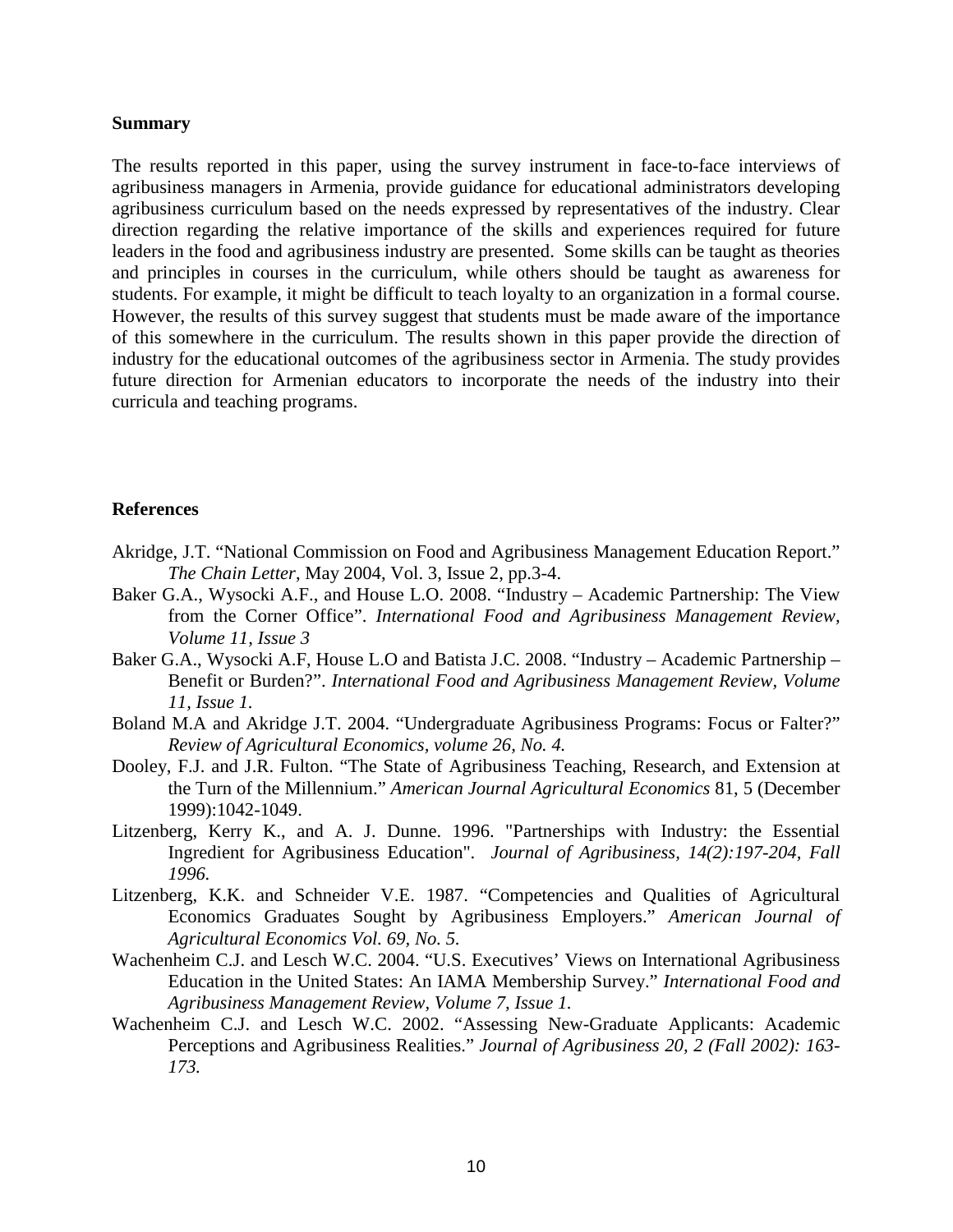## Summary

The results reported in this paper, using the survey instrument in face-to-face interviews of agribusiness managers in Armenia, provide guidance for educational administrators developing agribusiness curriculum based on the needs expressed by representatives of the industry. Clear direction regarding the relative importance of the skills and experiences required for future leaders in the food and agribusiness industry are presented. Some skills can be taught as theories and principles in courses in the curriculum, while others should be taught as awareness for students. For example, it might be difficult to teach loyalty to an organization in a formal course. However, the results of this survey suggest that students must be made aware of the importance of this somewhere in the curriculum. The results shown in this paper provide the direction of industry for the educational outcomes of the agribusiness sector in Armenia. The study provides future direction for Armenian educators to incorporate the needs of the industry into their curricula and teaching programs.

## References

Akridge, J.T. "National Commission on Food and Agribusiness Management Education Report." *The Chain Letter*, May 2004, Vol. 3, Issue 2, pp.3-4.

Baker G.A., Wysocki A.F., and House L.O. 2008. "Industry – Academic Partnership: The View from the Corner Office". *International Food and Agribusiness Management Review, Volume 11, Issue 3*

Baker G.A., Wysocki A.F, House L.O and Batista J.C. 2008. "Industry – Academic Partnership – Benefit or Burden?". *International Food and Agribusiness Management Review, Volume 11, Issue 1.*

Boland M.A and Akridge J.T. 2004. "Undergraduate Agribusiness Programs: Focus or Falter?" *Review of Agricultural Economics, volume 26, No. 4.*

Dooley, F.J. and J.R. Fulton. "The State of Agribusiness Teaching, Research, and Extension at the Turn of the Millennium." *American Journal Agricultural Economics* 81, 5 (December 1999):1042-1049.

Litzenberg, Kerry K., and A. J. Dunne. 1996. "Partnerships with Industry: the Essential Ingredient for Agribusiness Education". *Journal of Agribusiness, 14(2):197-204, Fall 1996.*

Litzenberg, K.K. and Schneider V.E. 1987. "Competencies and Qualities of Agricultural Economics Graduates Sought by Agribusiness Employers." *American Journal of Agricultural Economics Vol. 69, No. 5.*

Wachenheim C.J. and Lesch W.C. 2004. "U.S. Executives' Views on International Agribusiness Education in the United States: An IAMA Membership Survey." *International Food and Agribusiness Management Review, Volume 7, Issue 1.*

Wachenheim C.J. and Lesch W.C. 2002. "Assessing New-Graduate Applicants: Academic Perceptions and Agribusiness Realities." *Journal of Agribusiness 20, 2 (Fall 2002): 163-173.*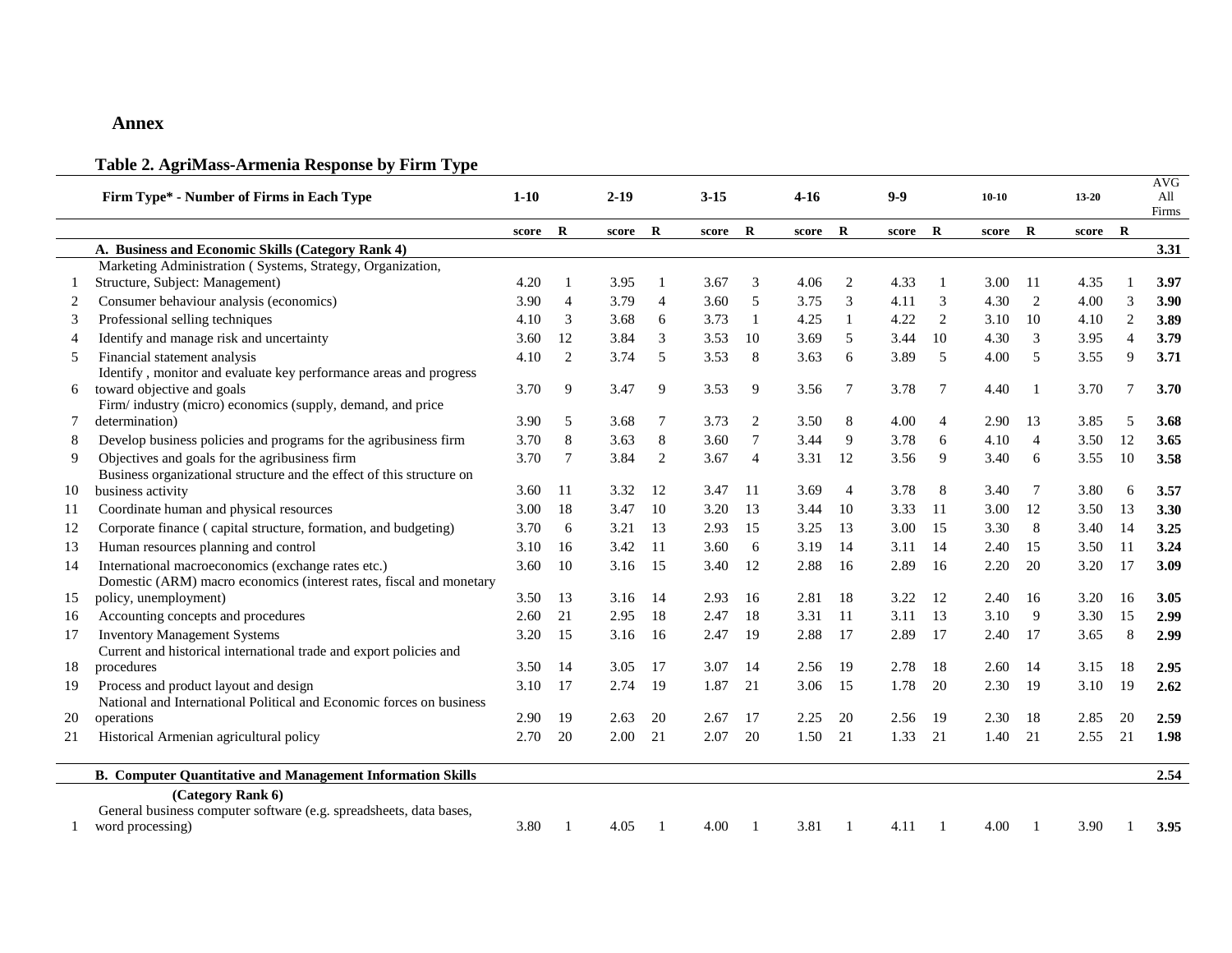## Annex

### Table 2. AgriMass-Armenia Response by Firm Type

| | Firm Type* - Number of Firms in Each Type | 1-10 | | 2-19 | | 3-15 | | 4-16 | | 9-9 | | 10-10 | | 13-20 | | AVG All Firms |
|---|---|---|---|---|---|---|---|---|---|---|---|---|---|---|---|---|
| | | score | R | score | R | score | R | score | R | score | R | score | R | score | R | |
| | **A. Business and Economic Skills (Category Rank 4)** | | | | | | | | | | | | | | | **3.31** |
| 1 | Marketing Administration ( Systems, Strategy, Organization, Structure, Subject: Management) | 4.20 | 1 | 3.95 | 1 | 3.67 | 3 | 4.06 | 2 | 4.33 | 1 | 3.00 | 11 | 4.35 | 1 | **3.97** |
| 2 | Consumer behaviour analysis (economics) | 3.90 | 4 | 3.79 | 4 | 3.60 | 5 | 3.75 | 3 | 4.11 | 3 | 4.30 | 2 | 4.00 | 3 | **3.90** |
| 3 | Professional selling techniques | 4.10 | 3 | 3.68 | 6 | 3.73 | 1 | 4.25 | 1 | 4.22 | 2 | 3.10 | 10 | 4.10 | 2 | **3.89** |
| 4 | Identify and manage risk and uncertainty | 3.60 | 12 | 3.84 | 3 | 3.53 | 10 | 3.69 | 5 | 3.44 | 10 | 4.30 | 3 | 3.95 | 4 | **3.79** |
| 5 | Financial statement analysis | 4.10 | 2 | 3.74 | 5 | 3.53 | 8 | 3.63 | 6 | 3.89 | 5 | 4.00 | 5 | 3.55 | 9 | **3.71** |
| 6 | Identify , monitor and evaluate key performance areas and progress toward objective and goals | 3.70 | 9 | 3.47 | 9 | 3.53 | 9 | 3.56 | 7 | 3.78 | 7 | 4.40 | 1 | 3.70 | 7 | **3.70** |
| 7 | Firm/ industry (micro) economics (supply, demand, and price determination) | 3.90 | 5 | 3.68 | 7 | 3.73 | 2 | 3.50 | 8 | 4.00 | 4 | 2.90 | 13 | 3.85 | 5 | **3.68** |
| 8 | Develop business policies and programs for the agribusiness firm | 3.70 | 8 | 3.63 | 8 | 3.60 | 7 | 3.44 | 9 | 3.78 | 6 | 4.10 | 4 | 3.50 | 12 | **3.65** |
| 9 | Objectives and goals for the agribusiness firm | 3.70 | 7 | 3.84 | 2 | 3.67 | 4 | 3.31 | 12 | 3.56 | 9 | 3.40 | 6 | 3.55 | 10 | **3.58** |
| 10 | Business organizational structure and the effect of this structure on business activity | 3.60 | 11 | 3.32 | 12 | 3.47 | 11 | 3.69 | 4 | 3.78 | 8 | 3.40 | 7 | 3.80 | 6 | **3.57** |
| 11 | Coordinate human and physical resources | 3.00 | 18 | 3.47 | 10 | 3.20 | 13 | 3.44 | 10 | 3.33 | 11 | 3.00 | 12 | 3.50 | 13 | **3.30** |
| 12 | Corporate finance ( capital structure, formation, and budgeting) | 3.70 | 6 | 3.21 | 13 | 2.93 | 15 | 3.25 | 13 | 3.00 | 15 | 3.30 | 8 | 3.40 | 14 | **3.25** |
| 13 | Human resources planning and control | 3.10 | 16 | 3.42 | 11 | 3.60 | 6 | 3.19 | 14 | 3.11 | 14 | 2.40 | 15 | 3.50 | 11 | **3.24** |
| 14 | International macroeconomics (exchange rates etc.) | 3.60 | 10 | 3.16 | 15 | 3.40 | 12 | 2.88 | 16 | 2.89 | 16 | 2.20 | 20 | 3.20 | 17 | **3.09** |
| 15 | Domestic (ARM) macro economics (interest rates, fiscal and monetary policy, unemployment) | 3.50 | 13 | 3.16 | 14 | 2.93 | 16 | 2.81 | 18 | 3.22 | 12 | 2.40 | 16 | 3.20 | 16 | **3.05** |
| 16 | Accounting concepts and procedures | 2.60 | 21 | 2.95 | 18 | 2.47 | 18 | 3.31 | 11 | 3.11 | 13 | 3.10 | 9 | 3.30 | 15 | **2.99** |
| 17 | Inventory Management Systems | 3.20 | 15 | 3.16 | 16 | 2.47 | 19 | 2.88 | 17 | 2.89 | 17 | 2.40 | 17 | 3.65 | 8 | **2.99** |
| 18 | Current and historical international trade and export policies and procedures | 3.50 | 14 | 3.05 | 17 | 3.07 | 14 | 2.56 | 19 | 2.78 | 18 | 2.60 | 14 | 3.15 | 18 | **2.95** |
| 19 | Process and product layout and design | 3.10 | 17 | 2.74 | 19 | 1.87 | 21 | 3.06 | 15 | 1.78 | 20 | 2.30 | 19 | 3.10 | 19 | **2.62** |
| 20 | National and International Political and Economic forces on business operations | 2.90 | 19 | 2.63 | 20 | 2.67 | 17 | 2.25 | 20 | 2.56 | 19 | 2.30 | 18 | 2.85 | 20 | **2.59** |
| 21 | Historical Armenian agricultural policy | 2.70 | 20 | 2.00 | 21 | 2.07 | 20 | 1.50 | 21 | 1.33 | 21 | 1.40 | 21 | 2.55 | 21 | **1.98** |
| | **B. Computer Quantitative and Management Information Skills (Category Rank 6)** | | | | | | | | | | | | | | | **2.54** |
| 1 | General business computer software (e.g. spreadsheets, data bases, word processing) | 3.80 | 1 | 4.05 | 1 | 4.00 | 1 | 3.81 | 1 | 4.11 | 1 | 4.00 | 1 | 3.90 | 1 | **3.95** |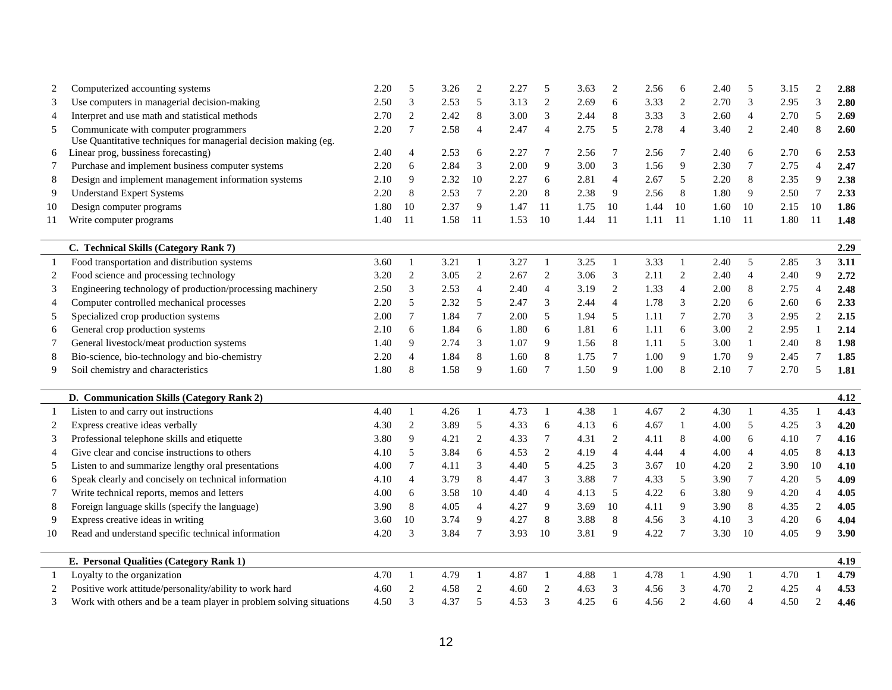| # | Skill | | | | | | | | | | | | | | | Overall |
|---|---|---|---|---|---|---|---|---|---|---|---|---|---|---|---|---|
| 2 | Computerized accounting systems | 2.20 | 5 | 3.26 | 2 | 2.27 | 5 | 3.63 | 2 | 2.56 | 6 | 2.40 | 5 | 3.15 | 2 | **2.88** |
| 3 | Use computers in managerial decision-making | 2.50 | 3 | 2.53 | 5 | 3.13 | 2 | 2.69 | 6 | 3.33 | 2 | 2.70 | 3 | 2.95 | 3 | **2.80** |
| 4 | Interpret and use math and statistical methods | 2.70 | 2 | 2.42 | 8 | 3.00 | 3 | 2.44 | 8 | 3.33 | 3 | 2.60 | 4 | 2.70 | 5 | **2.69** |
| 5 | Communicate with computer programmers | 2.20 | 7 | 2.58 | 4 | 2.47 | 4 | 2.75 | 5 | 2.78 | 4 | 3.40 | 2 | 2.40 | 8 | **2.60** |
| 6 | Use Quantitative techniques for managerial decision making (eg. Linear prog, bussiness forecasting) | 2.40 | 4 | 2.53 | 6 | 2.27 | 7 | 2.56 | 7 | 2.56 | 7 | 2.40 | 6 | 2.70 | 6 | **2.53** |
| 7 | Purchase and implement business computer systems | 2.20 | 6 | 2.84 | 3 | 2.00 | 9 | 3.00 | 3 | 1.56 | 9 | 2.30 | 7 | 2.75 | 4 | **2.47** |
| 8 | Design and implement management information systems | 2.10 | 9 | 2.32 | 10 | 2.27 | 6 | 2.81 | 4 | 2.67 | 5 | 2.20 | 8 | 2.35 | 9 | **2.38** |
| 9 | Understand Expert Systems | 2.20 | 8 | 2.53 | 7 | 2.20 | 8 | 2.38 | 9 | 2.56 | 8 | 1.80 | 9 | 2.50 | 7 | **2.33** |
| 10 | Design computer programs | 1.80 | 10 | 2.37 | 9 | 1.47 | 11 | 1.75 | 10 | 1.44 | 10 | 1.60 | 10 | 2.15 | 10 | **1.86** |
| 11 | Write computer programs | 1.40 | 11 | 1.58 | 11 | 1.53 | 10 | 1.44 | 11 | 1.11 | 11 | 1.10 | 11 | 1.80 | 11 | **1.48** |
| | **C. Technical Skills (Category Rank 7)** | | | | | | | | | | | | | | | **2.29** |
| 1 | Food transportation and distribution systems | 3.60 | 1 | 3.21 | 1 | 3.27 | 1 | 3.25 | 1 | 3.33 | 1 | 2.40 | 5 | 2.85 | 3 | **3.11** |
| 2 | Food science and processing technology | 3.20 | 2 | 3.05 | 2 | 2.67 | 2 | 3.06 | 3 | 2.11 | 2 | 2.40 | 4 | 2.40 | 9 | **2.72** |
| 3 | Engineering technology of production/processing machinery | 2.50 | 3 | 2.53 | 4 | 2.40 | 4 | 3.19 | 2 | 1.33 | 4 | 2.00 | 8 | 2.75 | 4 | **2.48** |
| 4 | Computer controlled mechanical processes | 2.20 | 5 | 2.32 | 5 | 2.47 | 3 | 2.44 | 4 | 1.78 | 3 | 2.20 | 6 | 2.60 | 6 | **2.33** |
| 5 | Specialized crop production systems | 2.00 | 7 | 1.84 | 7 | 2.00 | 5 | 1.94 | 5 | 1.11 | 7 | 2.70 | 3 | 2.95 | 2 | **2.15** |
| 6 | General crop production systems | 2.10 | 6 | 1.84 | 6 | 1.80 | 6 | 1.81 | 6 | 1.11 | 6 | 3.00 | 2 | 2.95 | 1 | **2.14** |
| 7 | General livestock/meat production systems | 1.40 | 9 | 2.74 | 3 | 1.07 | 9 | 1.56 | 8 | 1.11 | 5 | 3.00 | 1 | 2.40 | 8 | **1.98** |
| 8 | Bio-science, bio-technology and bio-chemistry | 2.20 | 4 | 1.84 | 8 | 1.60 | 8 | 1.75 | 7 | 1.00 | 9 | 1.70 | 9 | 2.45 | 7 | **1.85** |
| 9 | Soil chemistry and characteristics | 1.80 | 8 | 1.58 | 9 | 1.60 | 7 | 1.50 | 9 | 1.00 | 8 | 2.10 | 7 | 2.70 | 5 | **1.81** |
| | **D. Communication Skills (Category Rank 2)** | | | | | | | | | | | | | | | **4.12** |
| 1 | Listen to and carry out instructions | 4.40 | 1 | 4.26 | 1 | 4.73 | 1 | 4.38 | 1 | 4.67 | 2 | 4.30 | 1 | 4.35 | 1 | **4.43** |
| 2 | Express creative ideas verbally | 4.30 | 2 | 3.89 | 5 | 4.33 | 6 | 4.13 | 6 | 4.67 | 1 | 4.00 | 5 | 4.25 | 3 | **4.20** |
| 3 | Professional telephone skills and etiquette | 3.80 | 9 | 4.21 | 2 | 4.33 | 7 | 4.31 | 2 | 4.11 | 8 | 4.00 | 6 | 4.10 | 7 | **4.16** |
| 4 | Give clear and concise instructions to others | 4.10 | 5 | 3.84 | 6 | 4.53 | 2 | 4.19 | 4 | 4.44 | 4 | 4.00 | 4 | 4.05 | 8 | **4.13** |
| 5 | Listen to and summarize lengthy oral presentations | 4.00 | 7 | 4.11 | 3 | 4.40 | 5 | 4.25 | 3 | 3.67 | 10 | 4.20 | 2 | 3.90 | 10 | **4.10** |
| 6 | Speak clearly and concisely on technical information | 4.10 | 4 | 3.79 | 8 | 4.47 | 3 | 3.88 | 7 | 4.33 | 5 | 3.90 | 7 | 4.20 | 5 | **4.09** |
| 7 | Write technical reports, memos and letters | 4.00 | 6 | 3.58 | 10 | 4.40 | 4 | 4.13 | 5 | 4.22 | 6 | 3.80 | 9 | 4.20 | 4 | **4.05** |
| 8 | Foreign language skills (specify the language) | 3.90 | 8 | 4.05 | 4 | 4.27 | 9 | 3.69 | 10 | 4.11 | 9 | 3.90 | 8 | 4.35 | 2 | **4.05** |
| 9 | Express creative ideas in writing | 3.60 | 10 | 3.74 | 9 | 4.27 | 8 | 3.88 | 8 | 4.56 | 3 | 4.10 | 3 | 4.20 | 6 | **4.04** |
| 10 | Read and understand specific technical information | 4.20 | 3 | 3.84 | 7 | 3.93 | 10 | 3.81 | 9 | 4.22 | 7 | 3.30 | 10 | 4.05 | 9 | **3.90** |
| | **E. Personal Qualities (Category Rank 1)** | | | | | | | | | | | | | | | **4.19** |
| 1 | Loyalty to the organization | 4.70 | 1 | 4.79 | 1 | 4.87 | 1 | 4.88 | 1 | 4.78 | 1 | 4.90 | 1 | 4.70 | 1 | **4.79** |
| 2 | Positive work attitude/personality/ability to work hard | 4.60 | 2 | 4.58 | 2 | 4.60 | 2 | 4.63 | 3 | 4.56 | 3 | 4.70 | 2 | 4.25 | 4 | **4.53** |
| 3 | Work with others and be a team player in problem solving situations | 4.50 | 3 | 4.37 | 5 | 4.53 | 3 | 4.25 | 6 | 4.56 | 2 | 4.60 | 4 | 4.50 | 2 | **4.46** |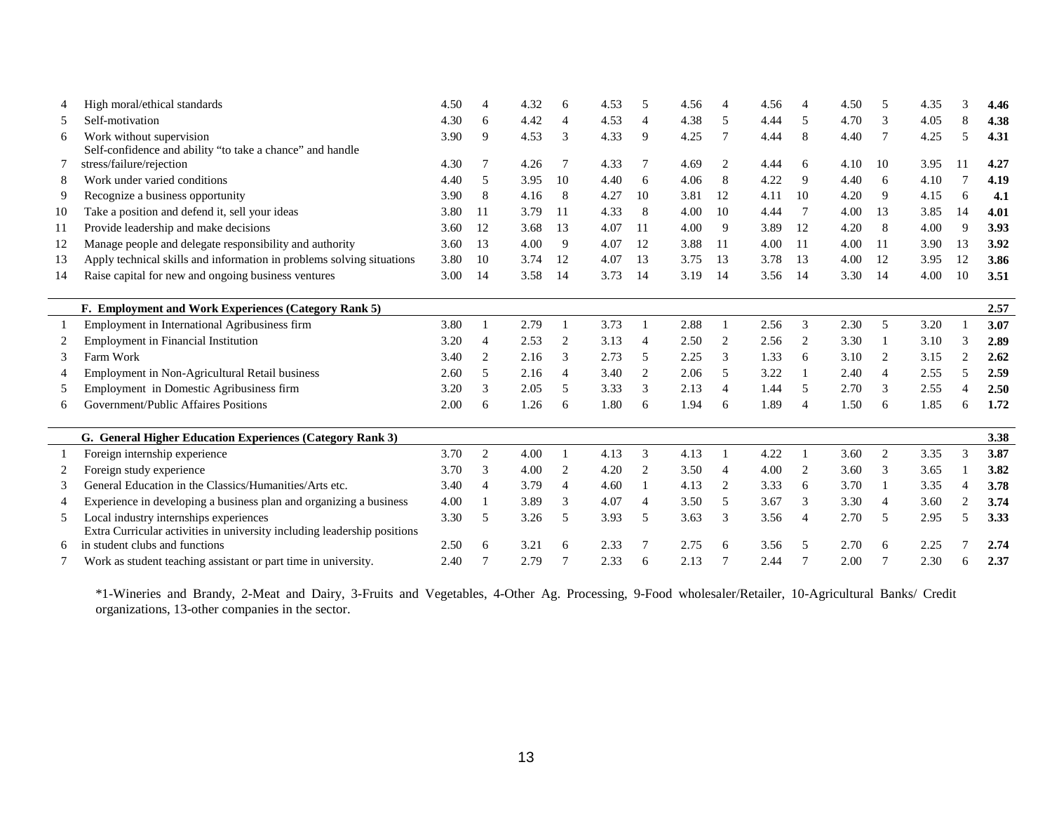| | | | | | | | | | | | | | | | | |
|---|---|---|---|---|---|---|---|---|---|---|---|---|---|---|---|---|
| 4 | High moral/ethical standards | 4.50 | 4 | 4.32 | 6 | 4.53 | 5 | 4.56 | 4 | 4.56 | 4 | 4.50 | 5 | 4.35 | 3 | **4.46** |
| 5 | Self-motivation | 4.30 | 6 | 4.42 | 4 | 4.53 | 4 | 4.38 | 5 | 4.44 | 5 | 4.70 | 3 | 4.05 | 8 | **4.38** |
| 6 | Work without supervision | 3.90 | 9 | 4.53 | 3 | 4.33 | 9 | 4.25 | 7 | 4.44 | 8 | 4.40 | 7 | 4.25 | 5 | **4.31** |
| 7 | Self-confidence and ability "to take a chance" and handle stress/failure/rejection | 4.30 | 7 | 4.26 | 7 | 4.33 | 7 | 4.69 | 2 | 4.44 | 6 | 4.10 | 10 | 3.95 | 11 | **4.27** |
| 8 | Work under varied conditions | 4.40 | 5 | 3.95 | 10 | 4.40 | 6 | 4.06 | 8 | 4.22 | 9 | 4.40 | 6 | 4.10 | 7 | **4.19** |
| 9 | Recognize a business opportunity | 3.90 | 8 | 4.16 | 8 | 4.27 | 10 | 3.81 | 12 | 4.11 | 10 | 4.20 | 9 | 4.15 | 6 | **4.1** |
| 10 | Take a position and defend it, sell your ideas | 3.80 | 11 | 3.79 | 11 | 4.33 | 8 | 4.00 | 10 | 4.44 | 7 | 4.00 | 13 | 3.85 | 14 | **4.01** |
| 11 | Provide leadership and make decisions | 3.60 | 12 | 3.68 | 13 | 4.07 | 11 | 4.00 | 9 | 3.89 | 12 | 4.20 | 8 | 4.00 | 9 | **3.93** |
| 12 | Manage people and delegate responsibility and authority | 3.60 | 13 | 4.00 | 9 | 4.07 | 12 | 3.88 | 11 | 4.00 | 11 | 4.00 | 11 | 3.90 | 13 | **3.92** |
| 13 | Apply technical skills and information in problems solving situations | 3.80 | 10 | 3.74 | 12 | 4.07 | 13 | 3.75 | 13 | 3.78 | 13 | 4.00 | 12 | 3.95 | 12 | **3.86** |
| 14 | Raise capital for new and ongoing business ventures | 3.00 | 14 | 3.58 | 14 | 3.73 | 14 | 3.19 | 14 | 3.56 | 14 | 3.30 | 14 | 4.00 | 10 | **3.51** |
| | **F. Employment and Work Experiences (Category Rank 5)** | | | | | | | | | | | | | | | **2.57** |
| 1 | Employment in International Agribusiness firm | 3.80 | 1 | 2.79 | 1 | 3.73 | 1 | 2.88 | 1 | 2.56 | 3 | 2.30 | 5 | 3.20 | 1 | **3.07** |
| 2 | Employment in Financial Institution | 3.20 | 4 | 2.53 | 2 | 3.13 | 4 | 2.50 | 2 | 2.56 | 2 | 3.30 | 1 | 3.10 | 3 | **2.89** |
| 3 | Farm Work | 3.40 | 2 | 2.16 | 3 | 2.73 | 5 | 2.25 | 3 | 1.33 | 6 | 3.10 | 2 | 3.15 | 2 | **2.62** |
| 4 | Employment in Non-Agricultural Retail business | 2.60 | 5 | 2.16 | 4 | 3.40 | 2 | 2.06 | 5 | 3.22 | 1 | 2.40 | 4 | 2.55 | 5 | **2.59** |
| 5 | Employment in Domestic Agribusiness firm | 3.20 | 3 | 2.05 | 5 | 3.33 | 3 | 2.13 | 4 | 1.44 | 5 | 2.70 | 3 | 2.55 | 4 | **2.50** |
| 6 | Government/Public Affaires Positions | 2.00 | 6 | 1.26 | 6 | 1.80 | 6 | 1.94 | 6 | 1.89 | 4 | 1.50 | 6 | 1.85 | 6 | **1.72** |
| | **G. General Higher Education Experiences (Category Rank 3)** | | | | | | | | | | | | | | | **3.38** |
| 1 | Foreign internship experience | 3.70 | 2 | 4.00 | 1 | 4.13 | 3 | 4.13 | 1 | 4.22 | 1 | 3.60 | 2 | 3.35 | 3 | **3.87** |
| 2 | Foreign study experience | 3.70 | 3 | 4.00 | 2 | 4.20 | 2 | 3.50 | 4 | 4.00 | 2 | 3.60 | 3 | 3.65 | 1 | **3.82** |
| 3 | General Education in the Classics/Humanities/Arts etc. | 3.40 | 4 | 3.79 | 4 | 4.60 | 1 | 4.13 | 2 | 3.33 | 6 | 3.70 | 1 | 3.35 | 4 | **3.78** |
| 4 | Experience in developing a business plan and organizing a business | 4.00 | 1 | 3.89 | 3 | 4.07 | 4 | 3.50 | 5 | 3.67 | 3 | 3.30 | 4 | 3.60 | 2 | **3.74** |
| 5 | Local industry internships experiences | 3.30 | 5 | 3.26 | 5 | 3.93 | 5 | 3.63 | 3 | 3.56 | 4 | 2.70 | 5 | 2.95 | 5 | **3.33** |
| 6 | Extra Curricular activities in university including leadership positions in student clubs and functions | 2.50 | 6 | 3.21 | 6 | 2.33 | 7 | 2.75 | 6 | 3.56 | 5 | 2.70 | 6 | 2.25 | 7 | **2.74** |
| 7 | Work as student teaching assistant or part time in university. | 2.40 | 7 | 2.79 | 7 | 2.33 | 6 | 2.13 | 7 | 2.44 | 7 | 2.00 | 7 | 2.30 | 6 | **2.37** |

*1-Wineries and Brandy, 2-Meat and Dairy, 3-Fruits and Vegetables, 4-Other Ag. Processing, 9-Food wholesaler/Retailer, 10-Agricultural Banks/ Credit organizations, 13-other companies in the sector.